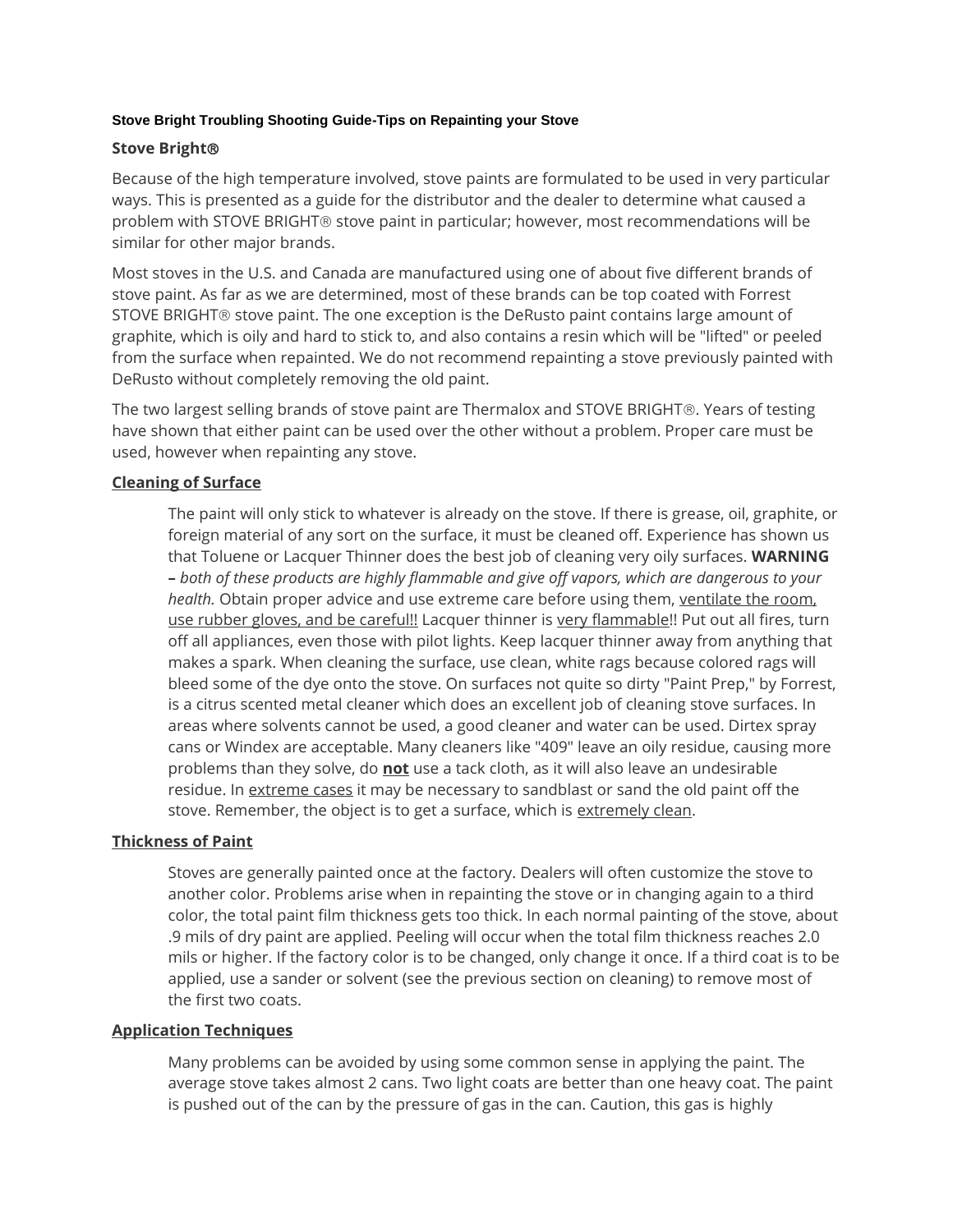**Stove Bright Troubling Shooting Guide-Tips on Repainting your Stove**

**Stove Bright®**

Because of the high temperature involved, stove paints are formulated to be used in very particular ways. This is presented as a guide for the distributor and the dealer to determine what caused a problem with STOVE BRIGHT® stove paint in particular; however, most recommendations will be similar for other major brands.

Most stoves in the U.S. and Canada are manufactured using one of about five different brands of stove paint. As far as we are determined, most of these brands can be top coated with Forrest STOVE BRIGHT® stove paint. The one exception is the DeRusto paint contains large amount of graphite, which is oily and hard to stick to, and also contains a resin which will be "lifted" or peeled from the surface when repainted. We do not recommend repainting a stove previously painted with DeRusto without completely removing the old paint.

The two largest selling brands of stove paint are Thermalox and STOVE BRIGHT®. Years of testing have shown that either paint can be used over the other without a problem. Proper care must be used, however when repainting any stove.

**Cleaning of Surface**

The paint will only stick to whatever is already on the stove. If there is grease, oil, graphite, or foreign material of any sort on the surface, it must be cleaned off. Experience has shown us that Toluene or Lacquer Thinner does the best job of cleaning very oily surfaces. **WARNING –** *both of these products are highly flammable and give off vapors, which are dangerous to your health.* Obtain proper advice and use extreme care before using them, ventilate the room, use rubber gloves, and be careful!! Lacquer thinner is very flammable!! Put out all fires, turn off all appliances, even those with pilot lights. Keep lacquer thinner away from anything that makes a spark. When cleaning the surface, use clean, white rags because colored rags will bleed some of the dye onto the stove. On surfaces not quite so dirty "Paint Prep," by Forrest, is a citrus scented metal cleaner which does an excellent job of cleaning stove surfaces. In areas where solvents cannot be used, a good cleaner and water can be used. Dirtex spray cans or Windex are acceptable. Many cleaners like "409" leave an oily residue, causing more problems than they solve, do **not** use a tack cloth, as it will also leave an undesirable residue. In extreme cases it may be necessary to sandblast or sand the old paint off the stove. Remember, the object is to get a surface, which is extremely clean.

**Thickness of Paint**

Stoves are generally painted once at the factory. Dealers will often customize the stove to another color. Problems arise when in repainting the stove or in changing again to a third color, the total paint film thickness gets too thick. In each normal painting of the stove, about .9 mils of dry paint are applied. Peeling will occur when the total film thickness reaches 2.0 mils or higher. If the factory color is to be changed, only change it once. If a third coat is to be applied, use a sander or solvent (see the previous section on cleaning) to remove most of the first two coats.

**Application Techniques**

Many problems can be avoided by using some common sense in applying the paint. The average stove takes almost 2 cans. Two light coats are better than one heavy coat. The paint is pushed out of the can by the pressure of gas in the can. Caution, this gas is highly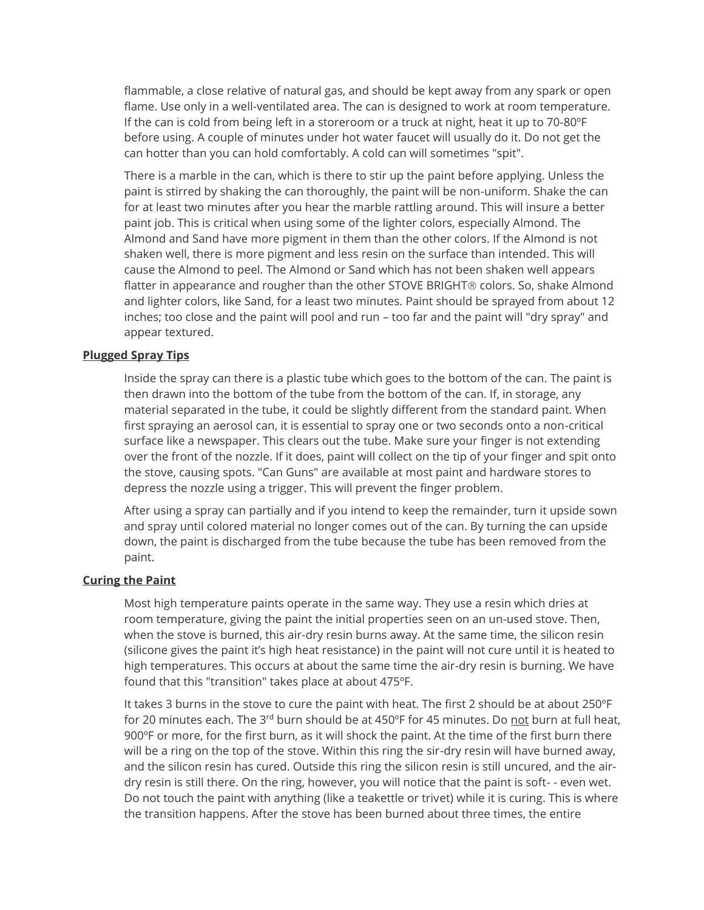flammable, a close relative of natural gas, and should be kept away from any spark or open flame. Use only in a well-ventilated area. The can is designed to work at room temperature. If the can is cold from being left in a storeroom or a truck at night, heat it up to 70-80ºF before using. A couple of minutes under hot water faucet will usually do it. Do not get the can hotter than you can hold comfortably. A cold can will sometimes "spit".

There is a marble in the can, which is there to stir up the paint before applying. Unless the paint is stirred by shaking the can thoroughly, the paint will be non-uniform. Shake the can for at least two minutes after you hear the marble rattling around. This will insure a better paint job. This is critical when using some of the lighter colors, especially Almond. The Almond and Sand have more pigment in them than the other colors. If the Almond is not shaken well, there is more pigment and less resin on the surface than intended. This will cause the Almond to peel. The Almond or Sand which has not been shaken well appears flatter in appearance and rougher than the other STOVE BRIGHT® colors. So, shake Almond and lighter colors, like Sand, for a least two minutes. Paint should be sprayed from about 12 inches; too close and the paint will pool and run – too far and the paint will "dry spray" and appear textured.

## Plugged Spray Tips

Inside the spray can there is a plastic tube which goes to the bottom of the can. The paint is then drawn into the bottom of the tube from the bottom of the can. If, in storage, any material separated in the tube, it could be slightly different from the standard paint. When first spraying an aerosol can, it is essential to spray one or two seconds onto a non-critical surface like a newspaper. This clears out the tube. Make sure your finger is not extending over the front of the nozzle. If it does, paint will collect on the tip of your finger and spit onto the stove, causing spots. "Can Guns" are available at most paint and hardware stores to depress the nozzle using a trigger. This will prevent the finger problem.

After using a spray can partially and if you intend to keep the remainder, turn it upside sown and spray until colored material no longer comes out of the can. By turning the can upside down, the paint is discharged from the tube because the tube has been removed from the paint.

## Curing the Paint

Most high temperature paints operate in the same way. They use a resin which dries at room temperature, giving the paint the initial properties seen on an un-used stove. Then, when the stove is burned, this air-dry resin burns away. At the same time, the silicon resin (silicone gives the paint it's high heat resistance) in the paint will not cure until it is heated to high temperatures. This occurs at about the same time the air-dry resin is burning. We have found that this "transition" takes place at about 475ºF.

It takes 3 burns in the stove to cure the paint with heat. The first 2 should be at about 250ºF for 20 minutes each. The 3rd burn should be at 450ºF for 45 minutes. Do not burn at full heat, 900ºF or more, for the first burn, as it will shock the paint. At the time of the first burn there will be a ring on the top of the stove. Within this ring the sir-dry resin will have burned away, and the silicon resin has cured. Outside this ring the silicon resin is still uncured, and the air-dry resin is still there. On the ring, however, you will notice that the paint is soft- - even wet. Do not touch the paint with anything (like a teakettle or trivet) while it is curing. This is where the transition happens. After the stove has been burned about three times, the entire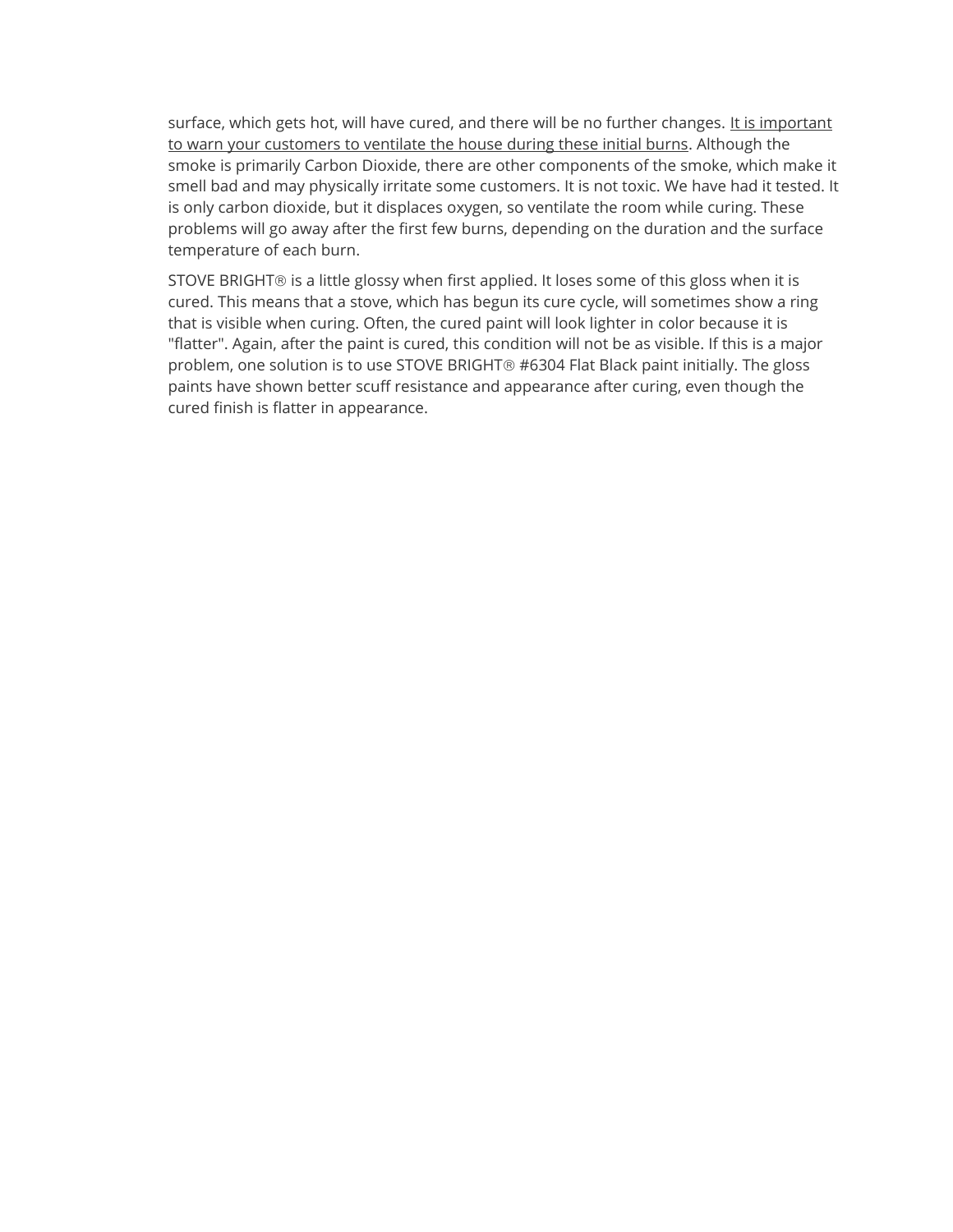surface, which gets hot, will have cured, and there will be no further changes. <u>It is important to warn your customers to ventilate the house during these initial burns</u>. Although the smoke is primarily Carbon Dioxide, there are other components of the smoke, which make it smell bad and may physically irritate some customers. It is not toxic. We have had it tested. It is only carbon dioxide, but it displaces oxygen, so ventilate the room while curing. These problems will go away after the first few burns, depending on the duration and the surface temperature of each burn.

STOVE BRIGHT® is a little glossy when first applied. It loses some of this gloss when it is cured. This means that a stove, which has begun its cure cycle, will sometimes show a ring that is visible when curing. Often, the cured paint will look lighter in color because it is "flatter". Again, after the paint is cured, this condition will not be as visible. If this is a major problem, one solution is to use STOVE BRIGHT® #6304 Flat Black paint initially. The gloss paints have shown better scuff resistance and appearance after curing, even though the cured finish is flatter in appearance.